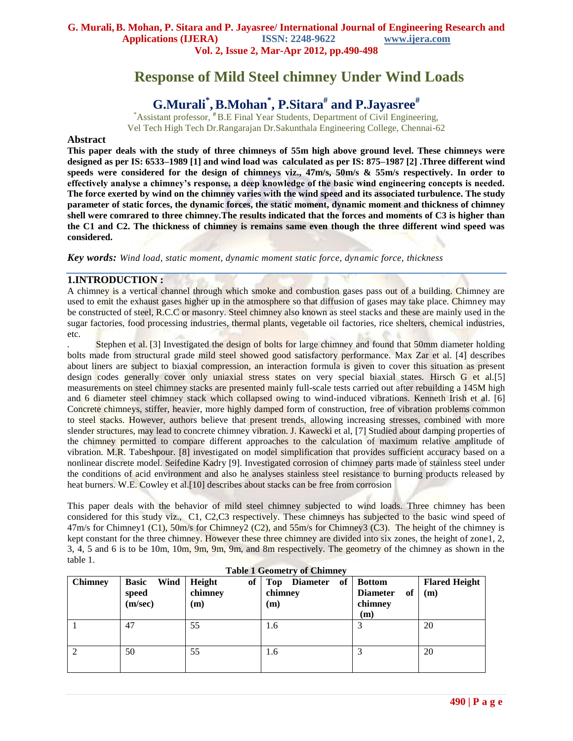# Response of Mild Steel chimney Under Wind Loads

## G.Murali*, B.Mohan*, P.Sitara# and P.Jayasree#

*Assistant professor, #B.E Final Year Students, Department of Civil Engineering, Vel Tech High Tech Dr.Rangarajan Dr.Sakunthala Engineering College, Chennai-62

## Abstract

**This paper deals with the study of three chimneys of 55m high above ground level. These chimneys were designed as per IS: 6533–1989 [1] and wind load was calculated as per IS: 875–1987 [2] .Three different wind speeds were considered for the design of chimneys viz., 47m/s, 50m/s & 55m/s respectively. In order to effectively analyse a chimney's response, a deep knowledge of the basic wind engineering concepts is needed. The force exerted by wind on the chimney varies with the wind speed and its associated turbulence. The study parameter of static forces, the dynamic forces, the static moment, dynamic moment and thickness of chimney shell were comrared to three chimney.The results indicated that the forces and moments of C3 is higher than the C1 and C2. The thickness of chimney is remains same even though the three different wind speed was considered.**

***Key words:*** *Wind load, static moment, dynamic moment static force, dynamic force, thickness*

## 1.INTRODUCTION :

A chimney is a vertical channel through which smoke and combustion gases pass out of a building. Chimney are used to emit the exhaust gases higher up in the atmosphere so that diffusion of gases may take place. Chimney may be constructed of steel, R.C.C or masonry. Steel chimney also known as steel stacks and these are mainly used in the sugar factories, food processing industries, thermal plants, vegetable oil factories, rice shelters, chemical industries, etc.

. Stephen et al. [3] Investigated the design of bolts for large chimney and found that 50mm diameter holding bolts made from structural grade mild steel showed good satisfactory performance. Max Zar et al. [4] describes about liners are subject to biaxial compression, an interaction formula is given to cover this situation as present design codes generally cover only uniaxial stress states on very special biaxial states. Hirsch G et al.[5] measurements on steel chimney stacks are presented mainly full-scale tests carried out after rebuilding a 145M high and 6 diameter steel chimney stack which collapsed owing to wind-induced vibrations. Kenneth Irish et al. [6] Concrete chimneys, stiffer, heavier, more highly damped form of construction, free of vibration problems common to steel stacks. However, authors believe that present trends, allowing increasing stresses, combined with more slender structures, may lead to concrete chimney vibration. J. Kawecki et al, [7] Studied about damping properties of the chimney permitted to compare different approaches to the calculation of maximum relative amplitude of vibration. M.R. Tabeshpour. [8] investigated on model simplification that provides sufficient accuracy based on a nonlinear discrete model. Seifedine Kadry [9]. Investigated corrosion of chimney parts made of stainless steel under the conditions of acid environment and also he analyses stainless steel resistance to burning products released by heat burners. W.E. Cowley et al.[10] describes about stacks can be free from corrosion

This paper deals with the behavior of mild steel chimney subjected to wind loads. Three chimney has been considered for this study viz., C1, C2,C3 respectively. These chimneys has subjected to the basic wind speed of 47m/s for Chimney1 (C1), 50m/s for Chimney2 (C2), and 55m/s for Chimney3 (C3). The height of the chimney is kept constant for the three chimney. However these three chimney are divided into six zones, the height of zone1, 2, 3, 4, 5 and 6 is to be 10m, 10m, 9m, 9m, 9m, and 8m respectively. The geometry of the chimney as shown in the table 1.

**Table 1 Geometry of Chimney**

| Chimney | Basic Wind speed (m/sec) | Height of chimney (m) | Top Diameter of chimney (m) | Bottom Diameter of chimney (m) | Flared Height (m) |
|---|---|---|---|---|---|
| 1 | 47 | 55 | 1.6 | 3 | 20 |
| 2 | 50 | 55 | 1.6 | 3 | 20 |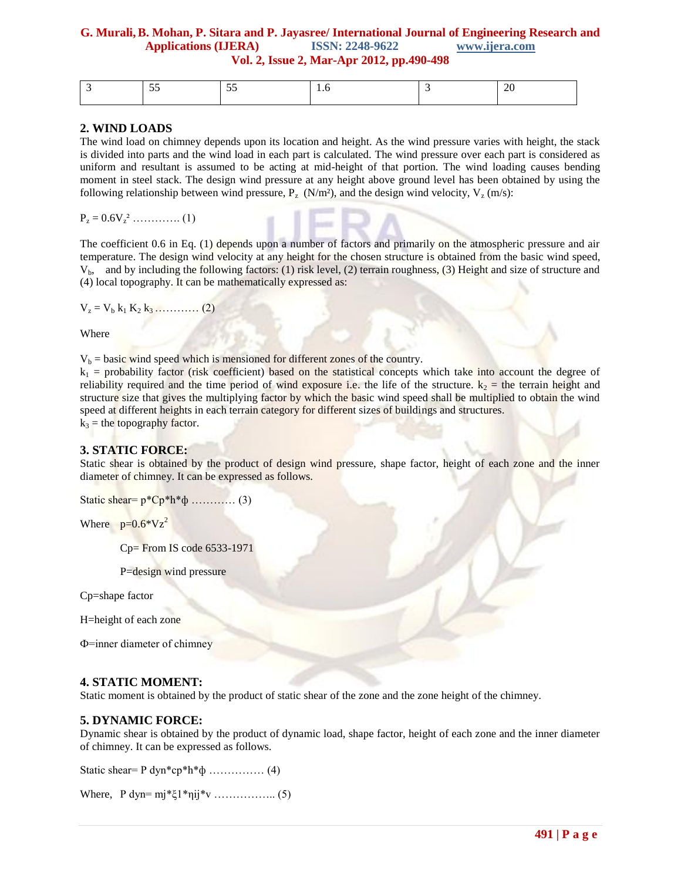| 3 | 55 | 55 | 1.6 | 3 | 20 |
|---|---|---|---|---|---|

## 2. WIND LOADS

The wind load on chimney depends upon its location and height. As the wind pressure varies with height, the stack is divided into parts and the wind load in each part is calculated. The wind pressure over each part is considered as uniform and resultant is assumed to be acting at mid-height of that portion. The wind loading causes bending moment in steel stack. The design wind pressure at any height above ground level has been obtained by using the following relationship between wind pressure, $P_z$ (N/m²), and the design wind velocity, $V_z$ (m/s):

$P_z = 0.6V_z^2$ …………. (1)

The coefficient 0.6 in Eq. (1) depends upon a number of factors and primarily on the atmospheric pressure and air temperature. The design wind velocity at any height for the chosen structure is obtained from the basic wind speed, $V_b$, and by including the following factors: (1) risk level, (2) terrain roughness, (3) Height and size of structure and (4) local topography. It can be mathematically expressed as:

$V_z = V_b\ k_1\ K_2\ k_3$ ………… (2)

Where

$V_b$ = basic wind speed which is mensioned for different zones of the country.
$k_1$ = probability factor (risk coefficient) based on the statistical concepts which take into account the degree of reliability required and the time period of wind exposure i.e. the life of the structure. $k_2$ = the terrain height and structure size that gives the multiplying factor by which the basic wind speed shall be multiplied to obtain the wind speed at different heights in each terrain category for different sizes of buildings and structures.
$k_3$ = the topography factor.

## 3. STATIC FORCE:

Static shear is obtained by the product of design wind pressure, shape factor, height of each zone and the inner diameter of chimney. It can be expressed as follows.

Static shear= $p*Cp*h*\phi$ ………… (3)

Where $p=0.6*Vz^2$

Cp= From IS code 6533-1971

P=design wind pressure

Cp=shape factor

H=height of each zone

Φ=inner diameter of chimney

## 4. STATIC MOMENT:

Static moment is obtained by the product of static shear of the zone and the zone height of the chimney.

## 5. DYNAMIC FORCE:

Dynamic shear is obtained by the product of dynamic load, shape factor, height of each zone and the inner diameter of chimney. It can be expressed as follows.

Static shear= $P\ dyn*cp*h*\phi$ …………… (4)

Where, $P\ dyn = mj*\xi 1*\eta ij*v$ …………….. (5)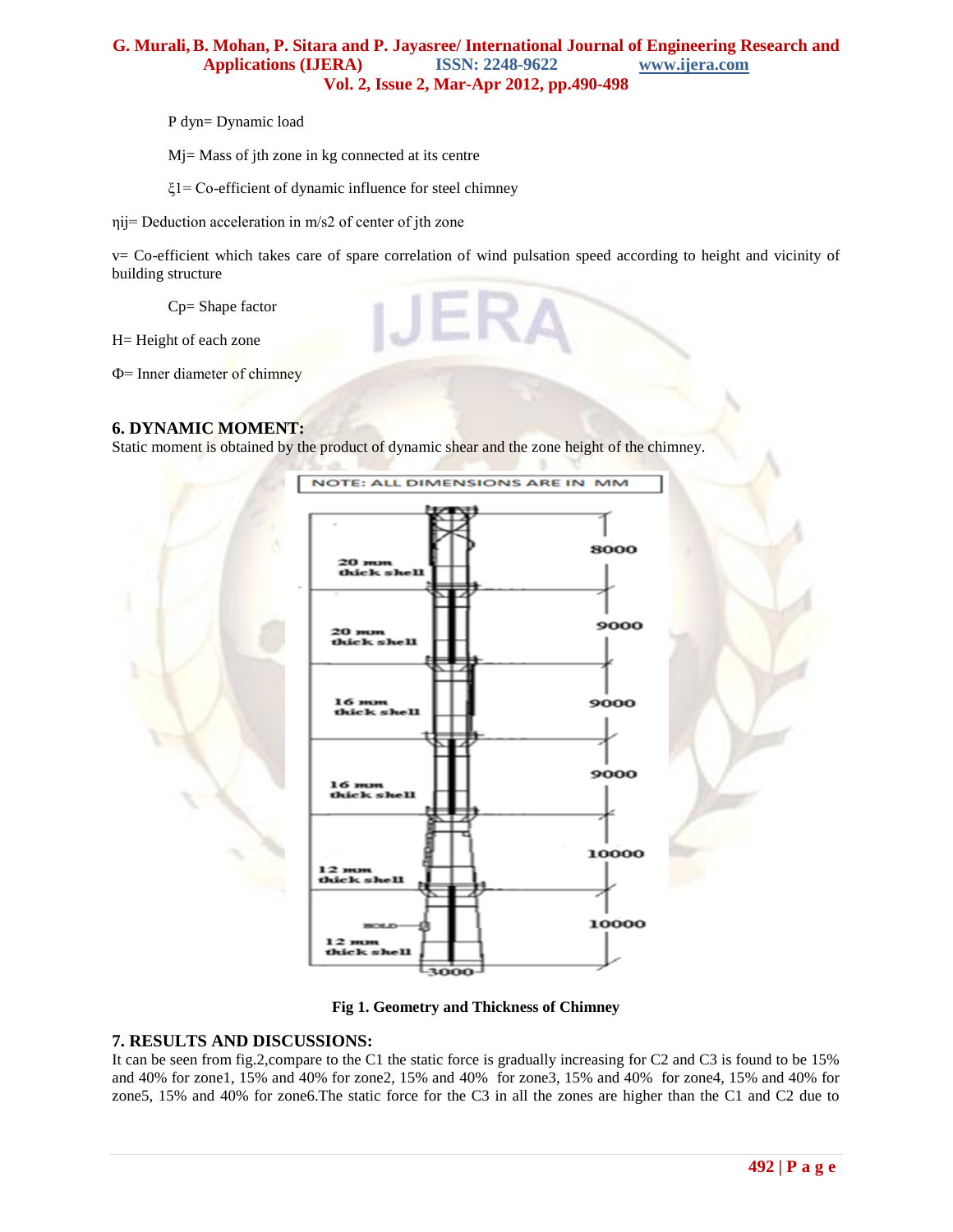P dyn= Dynamic load

Mj= Mass of jth zone in kg connected at its centre

ξ1= Co-efficient of dynamic influence for steel chimney

ηij= Deduction acceleration in m/s2 of center of jth zone

v= Co-efficient which takes care of spare correlation of wind pulsation speed according to height and vicinity of building structure

Cp= Shape factor

H= Height of each zone

Φ= Inner diameter of chimney

## 6. DYNAMIC MOMENT:

Static moment is obtained by the product of dynamic shear and the zone height of the chimney.

Fig 1. Geometry and Thickness of Chimney

## 7. RESULTS AND DISCUSSIONS:

It can be seen from fig.2,compare to the C1 the static force is gradually increasing for C2 and C3 is found to be 15% and 40% for zone1, 15% and 40% for zone2, 15% and 40% for zone3, 15% and 40% for zone4, 15% and 40% for zone5, 15% and 40% for zone6.The static force for the C3 in all the zones are higher than the C1 and C2 due to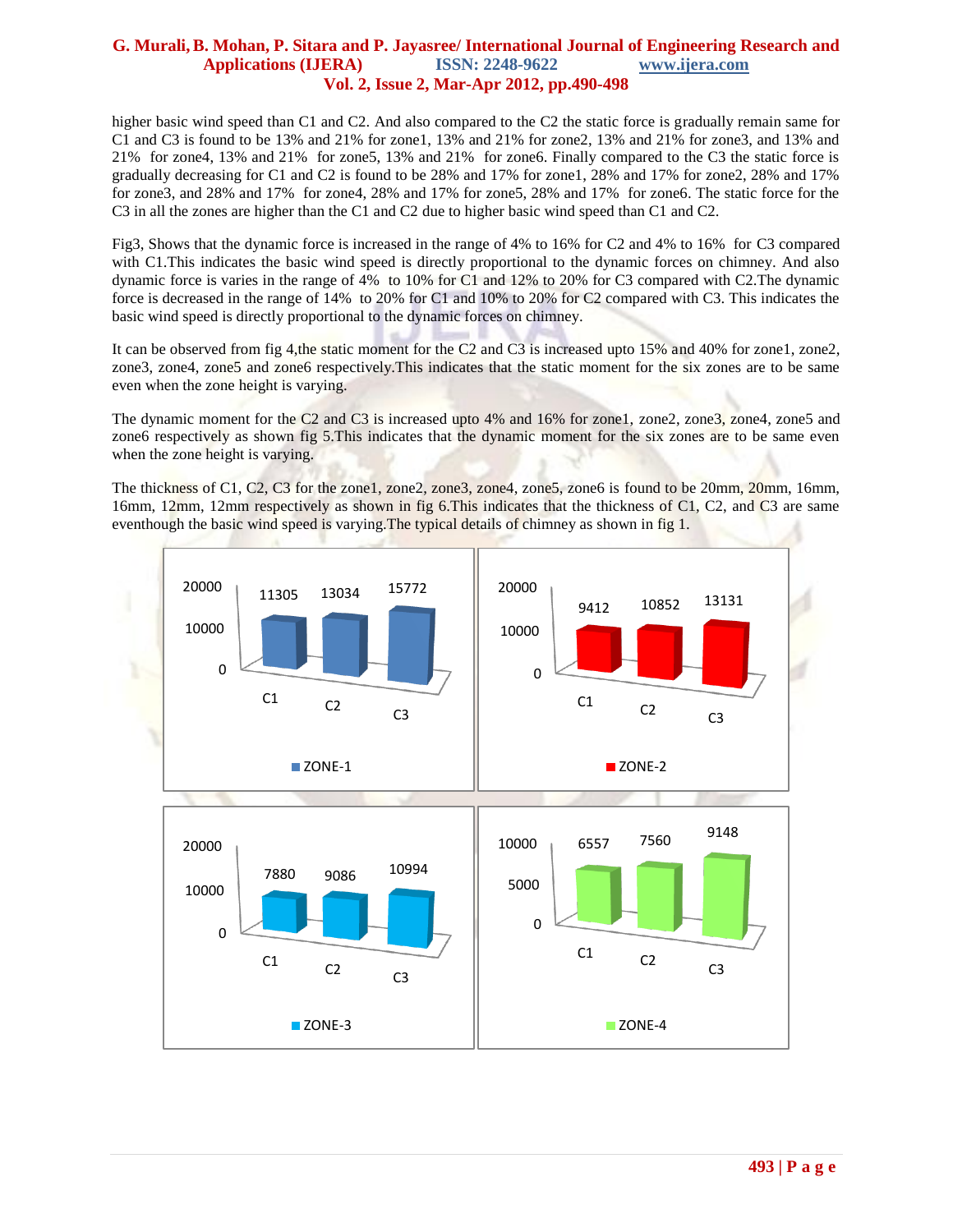higher basic wind speed than C1 and C2. And also compared to the C2 the static force is gradually remain same for C1 and C3 is found to be 13% and 21% for zone1, 13% and 21% for zone2, 13% and 21% for zone3, and 13% and 21% for zone4, 13% and 21% for zone5, 13% and 21% for zone6. Finally compared to the C3 the static force is gradually decreasing for C1 and C2 is found to be 28% and 17% for zone1, 28% and 17% for zone2, 28% and 17% for zone3, and 28% and 17% for zone4, 28% and 17% for zone5, 28% and 17% for zone6. The static force for the C3 in all the zones are higher than the C1 and C2 due to higher basic wind speed than C1 and C2.

Fig3, Shows that the dynamic force is increased in the range of 4% to 16% for C2 and 4% to 16% for C3 compared with C1.This indicates the basic wind speed is directly proportional to the dynamic forces on chimney. And also dynamic force is varies in the range of 4% to 10% for C1 and 12% to 20% for C3 compared with C2.The dynamic force is decreased in the range of 14% to 20% for C1 and 10% to 20% for C2 compared with C3. This indicates the basic wind speed is directly proportional to the dynamic forces on chimney.

It can be observed from fig 4,the static moment for the C2 and C3 is increased upto 15% and 40% for zone1, zone2, zone3, zone4, zone5 and zone6 respectively.This indicates that the static moment for the six zones are to be same even when the zone height is varying.

The dynamic moment for the C2 and C3 is increased upto 4% and 16% for zone1, zone2, zone3, zone4, zone5 and zone6 respectively as shown fig 5.This indicates that the dynamic moment for the six zones are to be same even when the zone height is varying.

The thickness of C1, C2, C3 for the zone1, zone2, zone3, zone4, zone5, zone6 is found to be 20mm, 20mm, 16mm, 16mm, 12mm, 12mm respectively as shown in fig 6.This indicates that the thickness of C1, C2, and C3 are same eventhough the basic wind speed is varying.The typical details of chimney as shown in fig 1.

| Zone | C1 | C2 | C3 |
|---|---|---|---|
| ZONE-1 | 11305 | 13034 | 15772 |
| ZONE-2 | 9412 | 10852 | 13131 |
| ZONE-3 | 7880 | 9086 | 10994 |
| ZONE-4 | 6557 | 7560 | 9148 |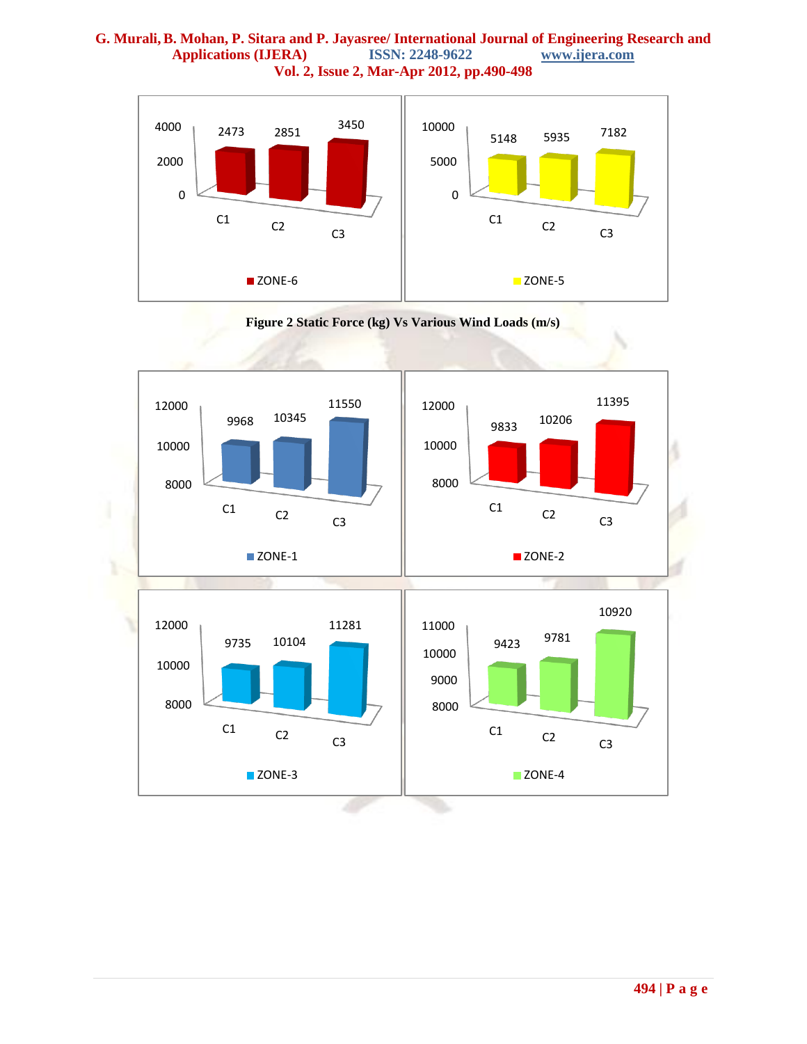| | C1 | C2 | C3 |
|---|---|---|---|
| ZONE-6 | 2473 | 2851 | 3450 |
| ZONE-5 | 5148 | 5935 | 7182 |

**Figure 2 Static Force (kg) Vs Various Wind Loads (m/s)**

| | C1 | C2 | C3 |
|---|---|---|---|
| ZONE-1 | 9968 | 10345 | 11550 |
| ZONE-2 | 9833 | 10206 | 11395 |
| ZONE-3 | 9735 | 10104 | 11281 |
| ZONE-4 | 9423 | 9781 | 10920 |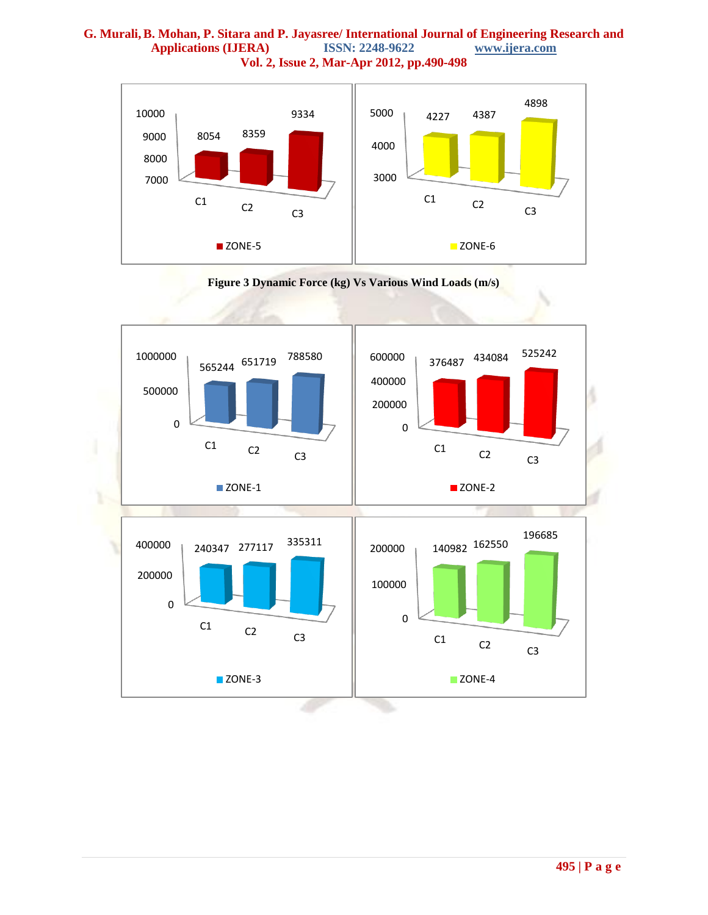| | C1 | C2 | C3 |
|---|---|---|---|
| ZONE-5 | 8054 | 8359 | 9334 |
| ZONE-6 | 4227 | 4387 | 4898 |

**Figure 3 Dynamic Force (kg) Vs Various Wind Loads (m/s)**

| | C1 | C2 | C3 |
|---|---|---|---|
| ZONE-1 | 565244 | 651719 | 788580 |
| ZONE-2 | 376487 | 434084 | 525242 |
| ZONE-3 | 240347 | 277117 | 335311 |
| ZONE-4 | 140982 | 162550 | 196685 |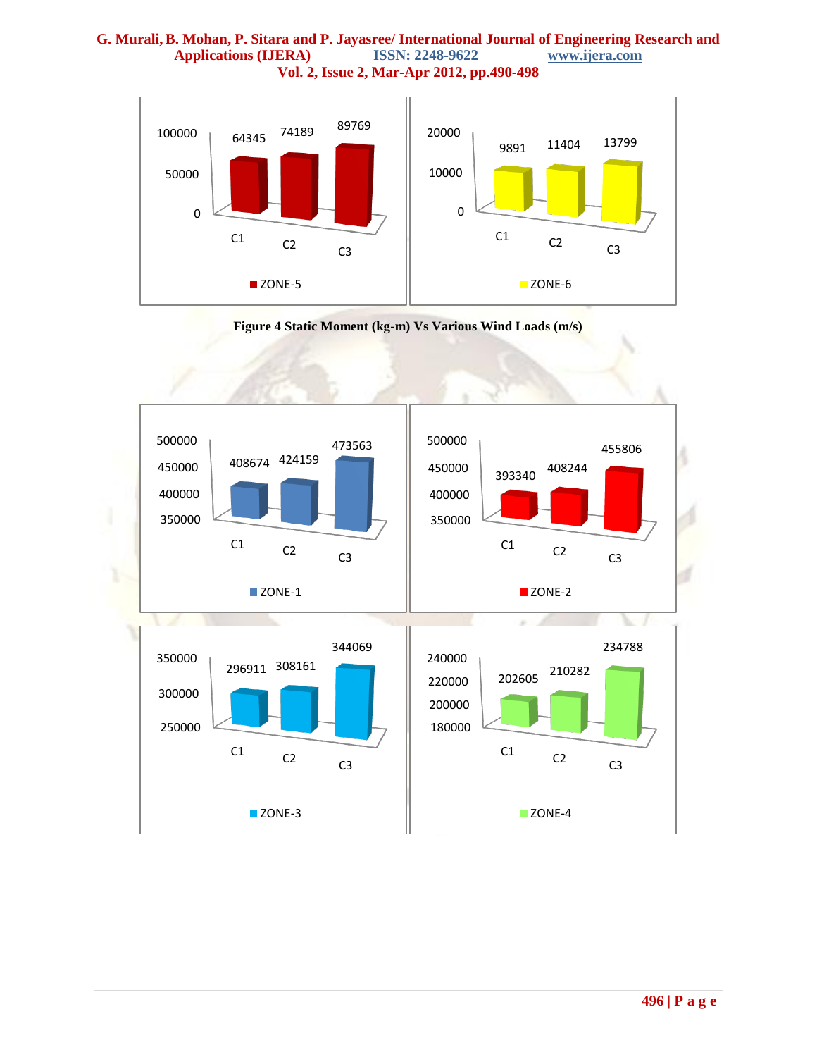| | C1 | C2 | C3 |
|---|---|---|---|
| ZONE-5 | 64345 | 74189 | 89769 |
| ZONE-6 | 9891 | 11404 | 13799 |

**Figure 4 Static Moment (kg-m) Vs Various Wind Loads (m/s)**

| | C1 | C2 | C3 |
|---|---|---|---|
| ZONE-1 | 408674 | 424159 | 473563 |
| ZONE-2 | 393340 | 408244 | 455806 |
| ZONE-3 | 296911 | 308161 | 344069 |
| ZONE-4 | 202605 | 210282 | 234788 |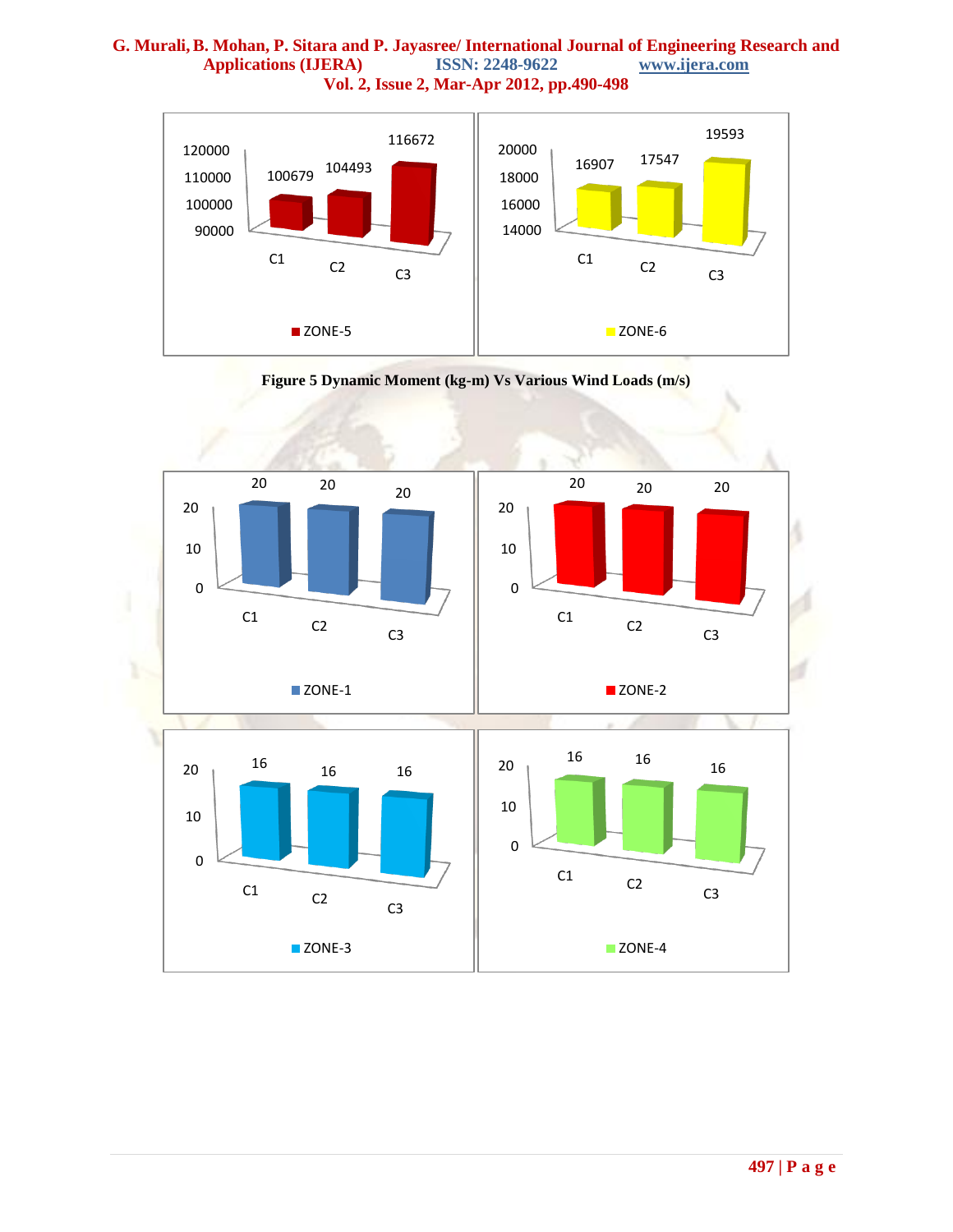| | C1 | C2 | C3 |
|---|---|---|---|
| ZONE-5 | 100679 | 104493 | 116672 |
| ZONE-6 | 16907 | 17547 | 19593 |

**Figure 5 Dynamic Moment (kg-m) Vs Various Wind Loads (m/s)**

| | C1 | C2 | C3 |
|---|---|---|---|
| ZONE-1 | 20 | 20 | 20 |
| ZONE-2 | 20 | 20 | 20 |
| ZONE-3 | 16 | 16 | 16 |
| ZONE-4 | 16 | 16 | 16 |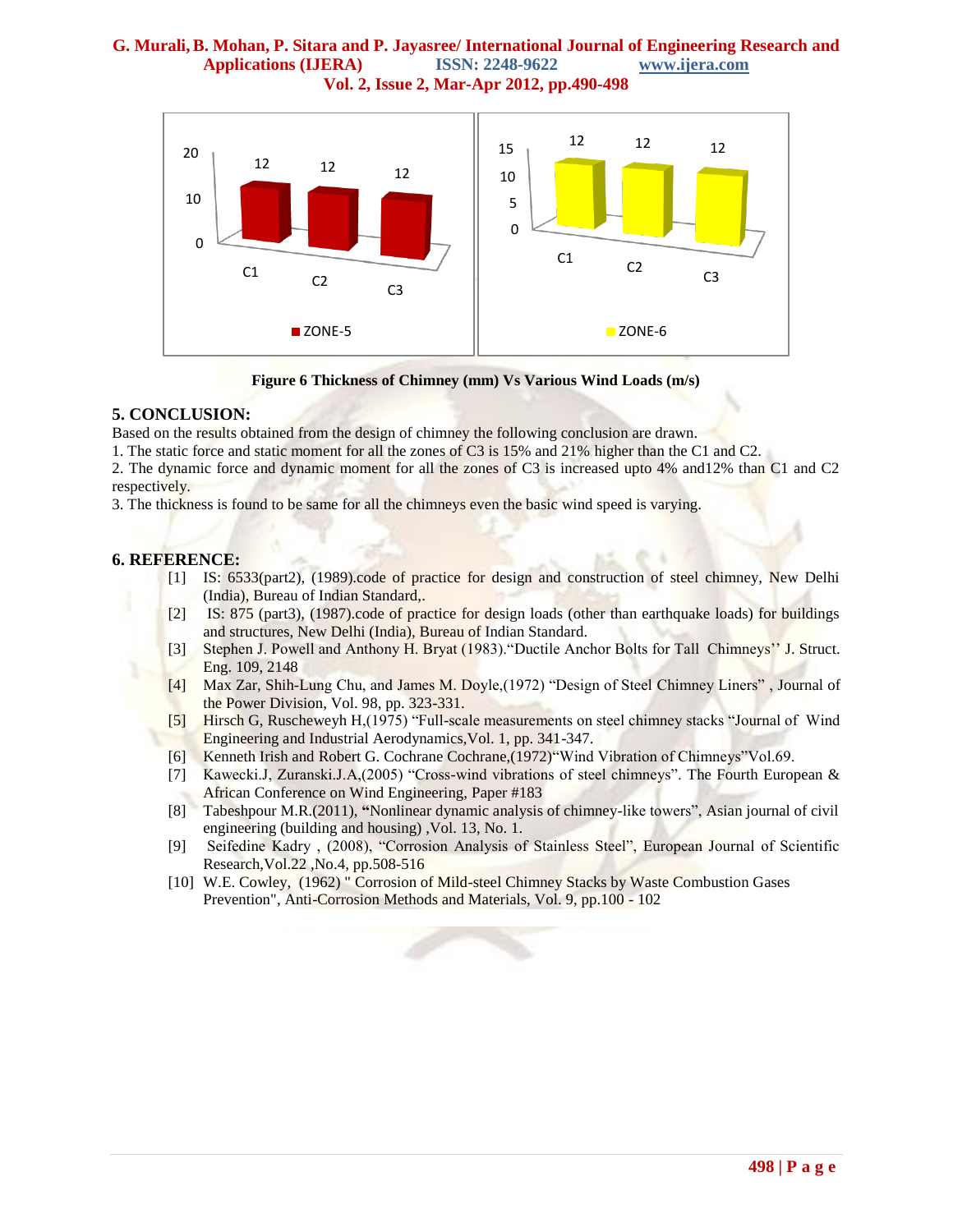20

10

0

12 12 12

C1 C2 C3

ZONE-5

15

10

5

0

12 12 12

C1 C2 C3

ZONE-6

**Figure 6 Thickness of Chimney (mm) Vs Various Wind Loads (m/s)**

## 5. CONCLUSION:

Based on the results obtained from the design of chimney the following conclusion are drawn.

1. The static force and static moment for all the zones of C3 is 15% and 21% higher than the C1 and C2.
2. The dynamic force and dynamic moment for all the zones of C3 is increased upto 4% and12% than C1 and C2 respectively.
3. The thickness is found to be same for all the chimneys even the basic wind speed is varying.

## 6. REFERENCE:

[1] IS: 6533(part2), (1989).code of practice for design and construction of steel chimney, New Delhi (India), Bureau of Indian Standard,.

[2] IS: 875 (part3), (1987).code of practice for design loads (other than earthquake loads) for buildings and structures, New Delhi (India), Bureau of Indian Standard.

[3] Stephen J. Powell and Anthony H. Bryat (1983).“Ductile Anchor Bolts for Tall Chimneys'' J. Struct. Eng. 109, 2148

[4] Max Zar, Shih-Lung Chu, and James M. Doyle,(1972) “Design of Steel Chimney Liners” , Journal of the Power Division, Vol. 98, pp. 323-331.

[5] Hirsch G, Ruscheweyh H,(1975) “Full-scale measurements on steel chimney stacks “Journal of Wind Engineering and Industrial Aerodynamics,Vol. 1, pp. 341-347.

[6] Kenneth Irish and Robert G. Cochrane Cochrane,(1972)“Wind Vibration of Chimneys”Vol.69.

[7] Kawecki.J, Zuranski.J.A,(2005) “Cross-wind vibrations of steel chimneys”. The Fourth European & African Conference on Wind Engineering, Paper #183

[8] Tabeshpour M.R.(2011), **“**Nonlinear dynamic analysis of chimney-like towers”, Asian journal of civil engineering (building and housing) ,Vol. 13, No. 1.

[9] Seifedine Kadry , (2008), “Corrosion Analysis of Stainless Steel”, European Journal of Scientific Research,Vol.22 ,No.4, pp.508-516

[10] W.E. Cowley, (1962) " Corrosion of Mild-steel Chimney Stacks by Waste Combustion Gases Prevention", Anti-Corrosion Methods and Materials, Vol. 9, pp.100 - 102